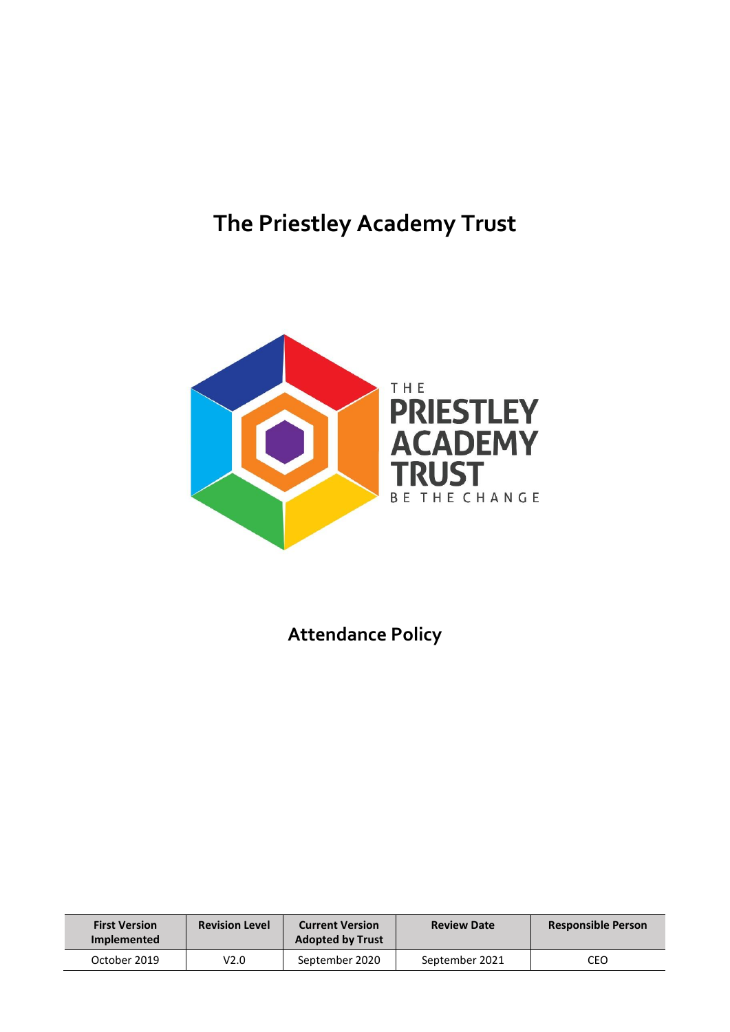# The Priestley Academy Trust

THE PRIESTLEY ACADEMY TRUST
BE THE CHANGE

## Attendance Policy

| First Version Implemented | Revision Level | Current Version Adopted by Trust | Review Date | Responsible Person |
|---|---|---|---|---|
| October 2019 | V2.0 | September 2020 | September 2021 | CEO |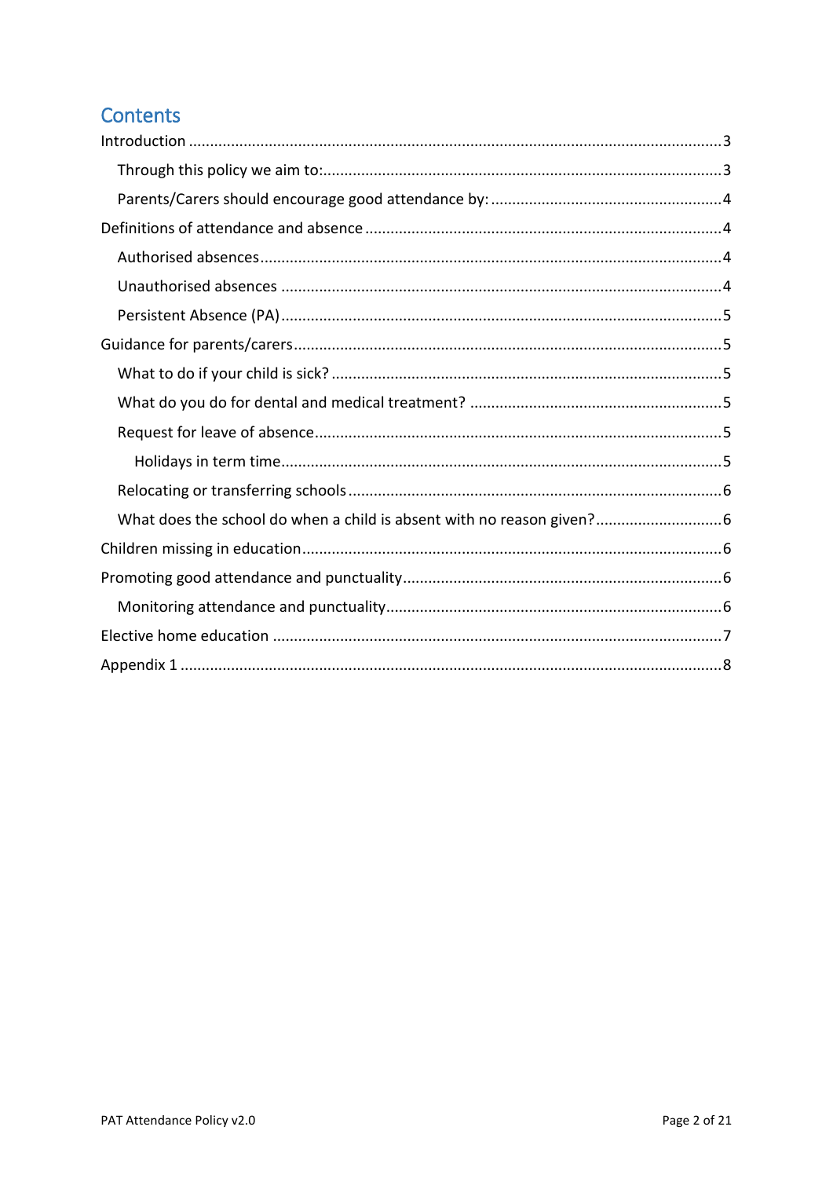## Contents

- Introduction ..... 3
  - Through this policy we aim to: ..... 3
  - Parents/Carers should encourage good attendance by: ..... 4
- Definitions of attendance and absence ..... 4
  - Authorised absences ..... 4
  - Unauthorised absences ..... 4
  - Persistent Absence (PA) ..... 5
- Guidance for parents/carers ..... 5
  - What to do if your child is sick? ..... 5
  - What do you do for dental and medical treatment? ..... 5
  - Request for leave of absence ..... 5
    - Holidays in term time ..... 5
  - Relocating or transferring schools ..... 6
  - What does the school do when a child is absent with no reason given? ..... 6
- Children missing in education ..... 6
- Promoting good attendance and punctuality ..... 6
  - Monitoring attendance and punctuality ..... 6
- Elective home education ..... 7
- Appendix 1 ..... 8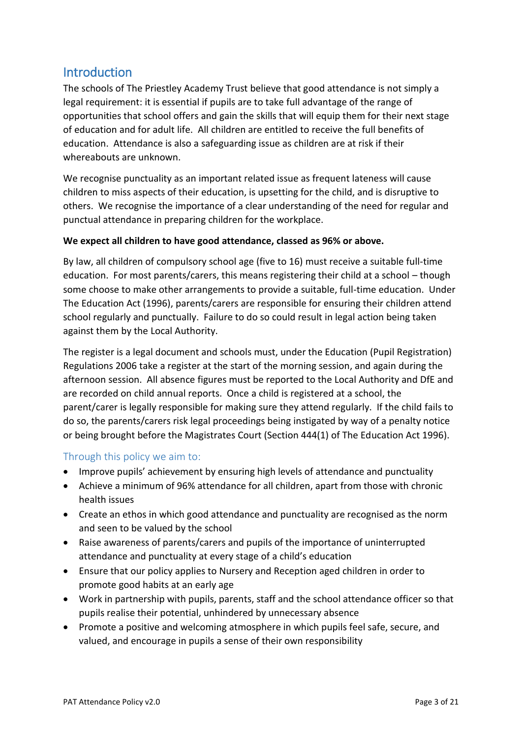## Introduction

The schools of The Priestley Academy Trust believe that good attendance is not simply a legal requirement: it is essential if pupils are to take full advantage of the range of opportunities that school offers and gain the skills that will equip them for their next stage of education and for adult life. All children are entitled to receive the full benefits of education. Attendance is also a safeguarding issue as children are at risk if their whereabouts are unknown.

We recognise punctuality as an important related issue as frequent lateness will cause children to miss aspects of their education, is upsetting for the child, and is disruptive to others. We recognise the importance of a clear understanding of the need for regular and punctual attendance in preparing children for the workplace.

**We expect all children to have good attendance, classed as 96% or above.**

By law, all children of compulsory school age (five to 16) must receive a suitable full-time education. For most parents/carers, this means registering their child at a school – though some choose to make other arrangements to provide a suitable, full-time education. Under The Education Act (1996), parents/carers are responsible for ensuring their children attend school regularly and punctually. Failure to do so could result in legal action being taken against them by the Local Authority.

The register is a legal document and schools must, under the Education (Pupil Registration) Regulations 2006 take a register at the start of the morning session, and again during the afternoon session. All absence figures must be reported to the Local Authority and DfE and are recorded on child annual reports. Once a child is registered at a school, the parent/carer is legally responsible for making sure they attend regularly. If the child fails to do so, the parents/carers risk legal proceedings being instigated by way of a penalty notice or being brought before the Magistrates Court (Section 444(1) of The Education Act 1996).

### Through this policy we aim to:

- Improve pupils' achievement by ensuring high levels of attendance and punctuality
- Achieve a minimum of 96% attendance for all children, apart from those with chronic health issues
- Create an ethos in which good attendance and punctuality are recognised as the norm and seen to be valued by the school
- Raise awareness of parents/carers and pupils of the importance of uninterrupted attendance and punctuality at every stage of a child's education
- Ensure that our policy applies to Nursery and Reception aged children in order to promote good habits at an early age
- Work in partnership with pupils, parents, staff and the school attendance officer so that pupils realise their potential, unhindered by unnecessary absence
- Promote a positive and welcoming atmosphere in which pupils feel safe, secure, and valued, and encourage in pupils a sense of their own responsibility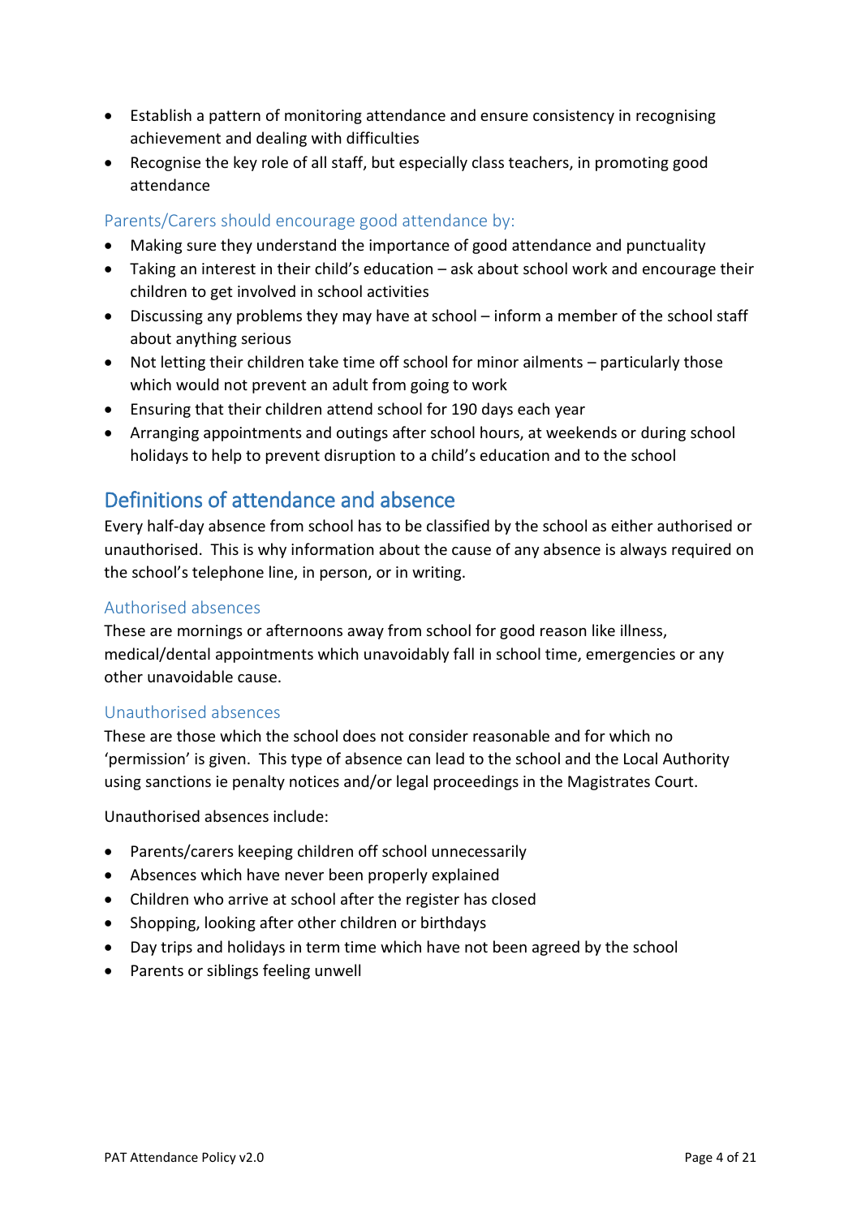- Establish a pattern of monitoring attendance and ensure consistency in recognising achievement and dealing with difficulties
- Recognise the key role of all staff, but especially class teachers, in promoting good attendance

### Parents/Carers should encourage good attendance by:

- Making sure they understand the importance of good attendance and punctuality
- Taking an interest in their child's education – ask about school work and encourage their children to get involved in school activities
- Discussing any problems they may have at school – inform a member of the school staff about anything serious
- Not letting their children take time off school for minor ailments – particularly those which would not prevent an adult from going to work
- Ensuring that their children attend school for 190 days each year
- Arranging appointments and outings after school hours, at weekends or during school holidays to help to prevent disruption to a child's education and to the school

## Definitions of attendance and absence

Every half-day absence from school has to be classified by the school as either authorised or unauthorised. This is why information about the cause of any absence is always required on the school's telephone line, in person, or in writing.

### Authorised absences

These are mornings or afternoons away from school for good reason like illness, medical/dental appointments which unavoidably fall in school time, emergencies or any other unavoidable cause.

### Unauthorised absences

These are those which the school does not consider reasonable and for which no 'permission' is given. This type of absence can lead to the school and the Local Authority using sanctions ie penalty notices and/or legal proceedings in the Magistrates Court.

Unauthorised absences include:

- Parents/carers keeping children off school unnecessarily
- Absences which have never been properly explained
- Children who arrive at school after the register has closed
- Shopping, looking after other children or birthdays
- Day trips and holidays in term time which have not been agreed by the school
- Parents or siblings feeling unwell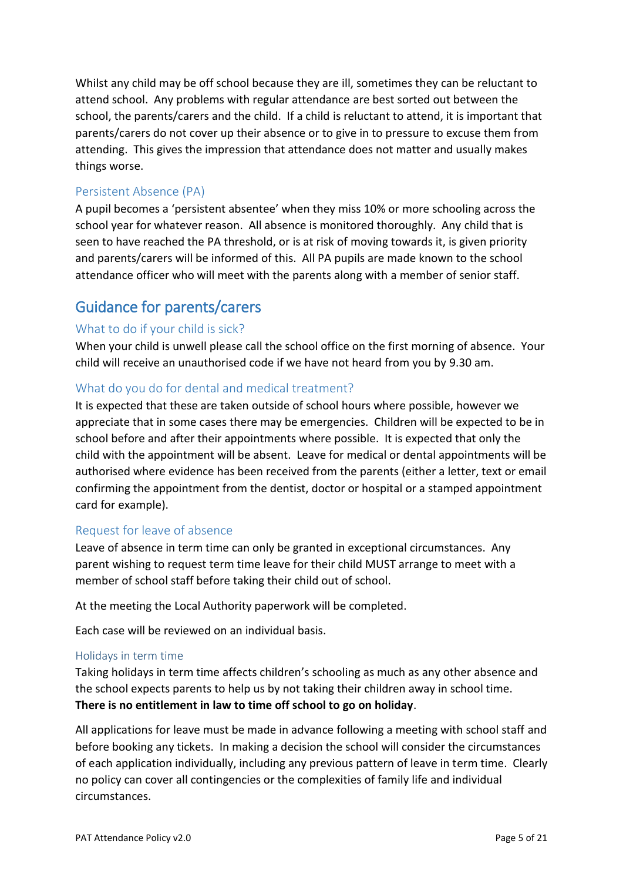Whilst any child may be off school because they are ill, sometimes they can be reluctant to attend school. Any problems with regular attendance are best sorted out between the school, the parents/carers and the child. If a child is reluctant to attend, it is important that parents/carers do not cover up their absence or to give in to pressure to excuse them from attending. This gives the impression that attendance does not matter and usually makes things worse.

### Persistent Absence (PA)

A pupil becomes a 'persistent absentee' when they miss 10% or more schooling across the school year for whatever reason. All absence is monitored thoroughly. Any child that is seen to have reached the PA threshold, or is at risk of moving towards it, is given priority and parents/carers will be informed of this. All PA pupils are made known to the school attendance officer who will meet with the parents along with a member of senior staff.

## Guidance for parents/carers

### What to do if your child is sick?

When your child is unwell please call the school office on the first morning of absence. Your child will receive an unauthorised code if we have not heard from you by 9.30 am.

### What do you do for dental and medical treatment?

It is expected that these are taken outside of school hours where possible, however we appreciate that in some cases there may be emergencies. Children will be expected to be in school before and after their appointments where possible. It is expected that only the child with the appointment will be absent. Leave for medical or dental appointments will be authorised where evidence has been received from the parents (either a letter, text or email confirming the appointment from the dentist, doctor or hospital or a stamped appointment card for example).

### Request for leave of absence

Leave of absence in term time can only be granted in exceptional circumstances. Any parent wishing to request term time leave for their child MUST arrange to meet with a member of school staff before taking their child out of school.

At the meeting the Local Authority paperwork will be completed.

Each case will be reviewed on an individual basis.

#### Holidays in term time

Taking holidays in term time affects children's schooling as much as any other absence and the school expects parents to help us by not taking their children away in school time. **There is no entitlement in law to time off school to go on holiday**.

All applications for leave must be made in advance following a meeting with school staff and before booking any tickets. In making a decision the school will consider the circumstances of each application individually, including any previous pattern of leave in term time. Clearly no policy can cover all contingencies or the complexities of family life and individual circumstances.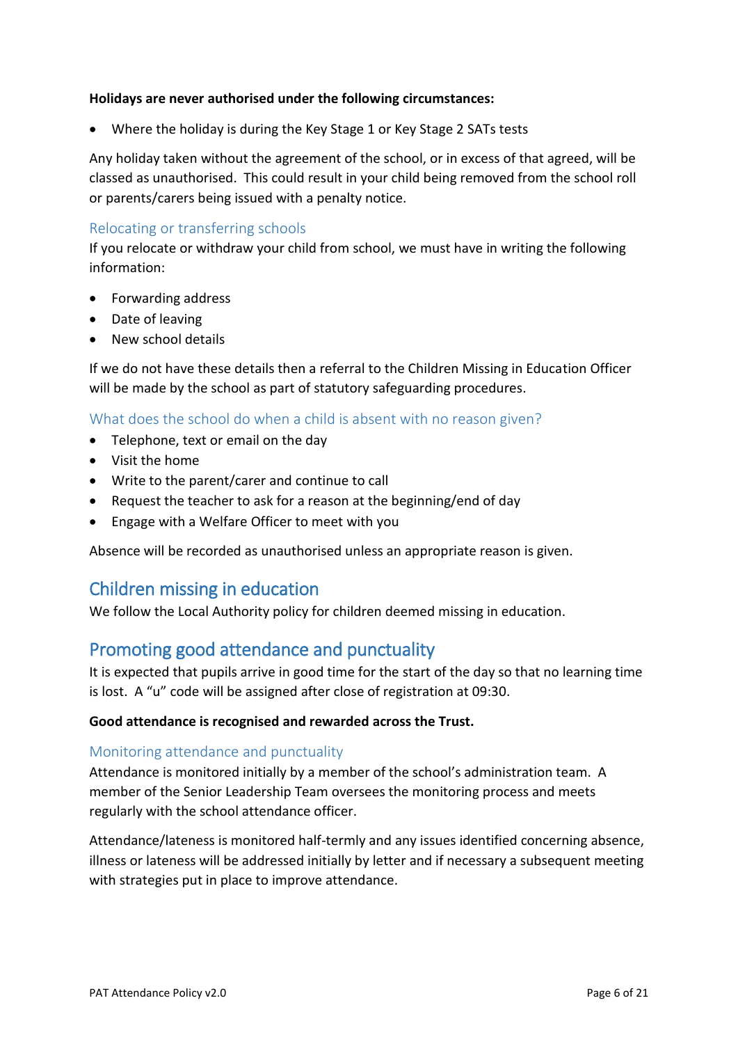**Holidays are never authorised under the following circumstances:**

- Where the holiday is during the Key Stage 1 or Key Stage 2 SATs tests

Any holiday taken without the agreement of the school, or in excess of that agreed, will be classed as unauthorised. This could result in your child being removed from the school roll or parents/carers being issued with a penalty notice.

### Relocating or transferring schools

If you relocate or withdraw your child from school, we must have in writing the following information:

- Forwarding address
- Date of leaving
- New school details

If we do not have these details then a referral to the Children Missing in Education Officer will be made by the school as part of statutory safeguarding procedures.

### What does the school do when a child is absent with no reason given?

- Telephone, text or email on the day
- Visit the home
- Write to the parent/carer and continue to call
- Request the teacher to ask for a reason at the beginning/end of day
- Engage with a Welfare Officer to meet with you

Absence will be recorded as unauthorised unless an appropriate reason is given.

## Children missing in education

We follow the Local Authority policy for children deemed missing in education.

## Promoting good attendance and punctuality

It is expected that pupils arrive in good time for the start of the day so that no learning time is lost. A "u" code will be assigned after close of registration at 09:30.

**Good attendance is recognised and rewarded across the Trust.**

### Monitoring attendance and punctuality

Attendance is monitored initially by a member of the school's administration team. A member of the Senior Leadership Team oversees the monitoring process and meets regularly with the school attendance officer.

Attendance/lateness is monitored half-termly and any issues identified concerning absence, illness or lateness will be addressed initially by letter and if necessary a subsequent meeting with strategies put in place to improve attendance.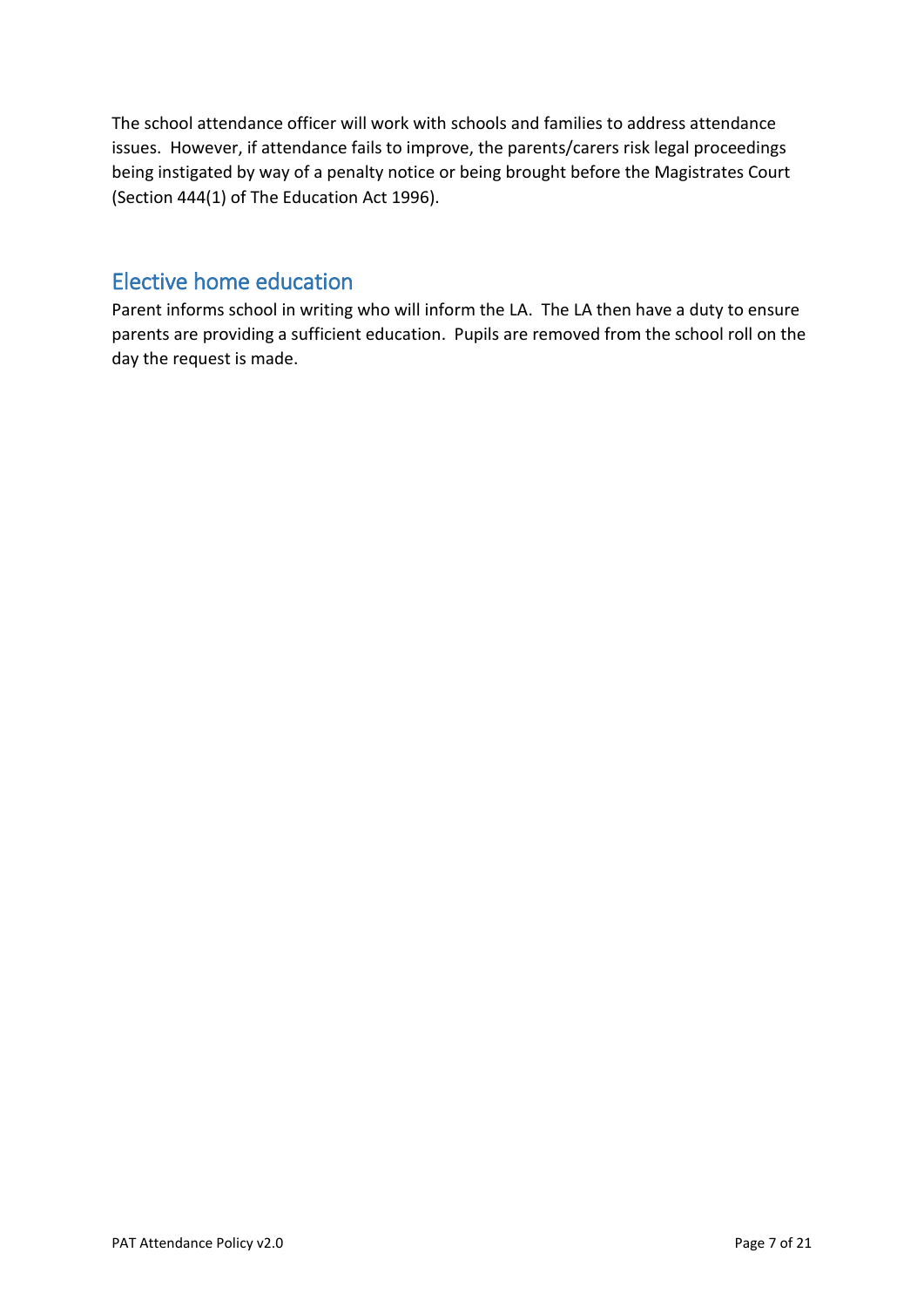The school attendance officer will work with schools and families to address attendance issues. However, if attendance fails to improve, the parents/carers risk legal proceedings being instigated by way of a penalty notice or being brought before the Magistrates Court (Section 444(1) of The Education Act 1996).

## Elective home education

Parent informs school in writing who will inform the LA. The LA then have a duty to ensure parents are providing a sufficient education. Pupils are removed from the school roll on the day the request is made.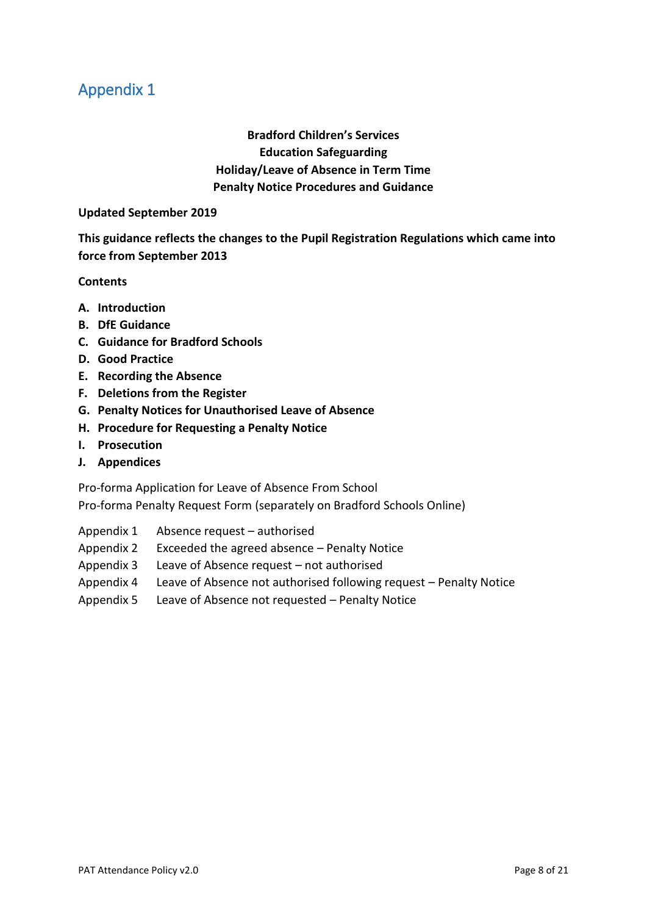# Appendix 1

**Bradford Children's Services**
**Education Safeguarding**
**Holiday/Leave of Absence in Term Time**
**Penalty Notice Procedures and Guidance**

**Updated September 2019**

**This guidance reflects the changes to the Pupil Registration Regulations which came into force from September 2013**

**Contents**

- **A. Introduction**
- **B. DfE Guidance**
- **C. Guidance for Bradford Schools**
- **D. Good Practice**
- **E. Recording the Absence**
- **F. Deletions from the Register**
- **G. Penalty Notices for Unauthorised Leave of Absence**
- **H. Procedure for Requesting a Penalty Notice**
- **I. Prosecution**
- **J. Appendices**

Pro-forma Application for Leave of Absence From School
Pro-forma Penalty Request Form (separately on Bradford Schools Online)

- Appendix 1 Absence request – authorised
- Appendix 2 Exceeded the agreed absence – Penalty Notice
- Appendix 3 Leave of Absence request – not authorised
- Appendix 4 Leave of Absence not authorised following request – Penalty Notice
- Appendix 5 Leave of Absence not requested – Penalty Notice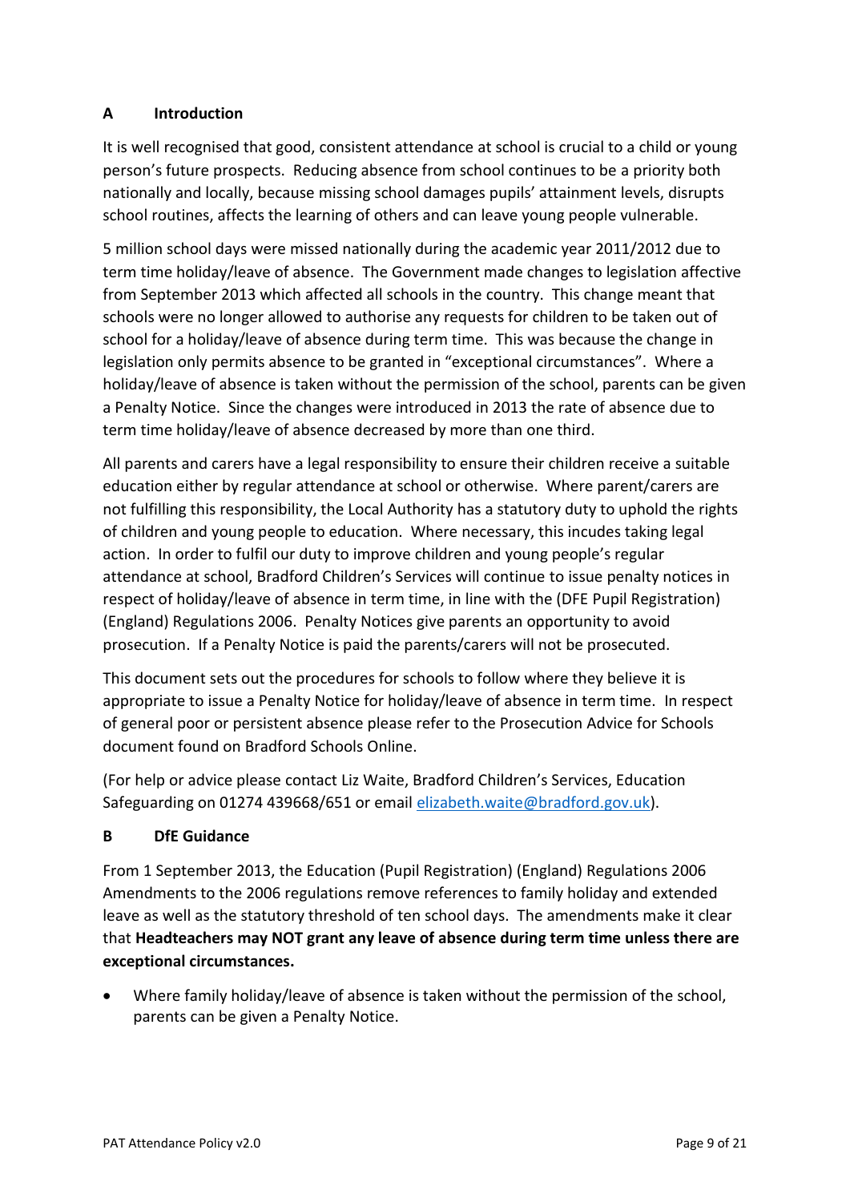## A Introduction

It is well recognised that good, consistent attendance at school is crucial to a child or young person's future prospects. Reducing absence from school continues to be a priority both nationally and locally, because missing school damages pupils' attainment levels, disrupts school routines, affects the learning of others and can leave young people vulnerable.

5 million school days were missed nationally during the academic year 2011/2012 due to term time holiday/leave of absence. The Government made changes to legislation affective from September 2013 which affected all schools in the country. This change meant that schools were no longer allowed to authorise any requests for children to be taken out of school for a holiday/leave of absence during term time. This was because the change in legislation only permits absence to be granted in "exceptional circumstances". Where a holiday/leave of absence is taken without the permission of the school, parents can be given a Penalty Notice. Since the changes were introduced in 2013 the rate of absence due to term time holiday/leave of absence decreased by more than one third.

All parents and carers have a legal responsibility to ensure their children receive a suitable education either by regular attendance at school or otherwise. Where parent/carers are not fulfilling this responsibility, the Local Authority has a statutory duty to uphold the rights of children and young people to education. Where necessary, this incudes taking legal action. In order to fulfil our duty to improve children and young people's regular attendance at school, Bradford Children's Services will continue to issue penalty notices in respect of holiday/leave of absence in term time, in line with the (DFE Pupil Registration) (England) Regulations 2006. Penalty Notices give parents an opportunity to avoid prosecution. If a Penalty Notice is paid the parents/carers will not be prosecuted.

This document sets out the procedures for schools to follow where they believe it is appropriate to issue a Penalty Notice for holiday/leave of absence in term time. In respect of general poor or persistent absence please refer to the Prosecution Advice for Schools document found on Bradford Schools Online.

(For help or advice please contact Liz Waite, Bradford Children's Services, Education Safeguarding on 01274 439668/651 or email [elizabeth.waite@bradford.gov.uk](mailto:elizabeth.waite@bradford.gov.uk)).

## B DfE Guidance

From 1 September 2013, the Education (Pupil Registration) (England) Regulations 2006 Amendments to the 2006 regulations remove references to family holiday and extended leave as well as the statutory threshold of ten school days. The amendments make it clear that **Headteachers may NOT grant any leave of absence during term time unless there are exceptional circumstances.**

- Where family holiday/leave of absence is taken without the permission of the school, parents can be given a Penalty Notice.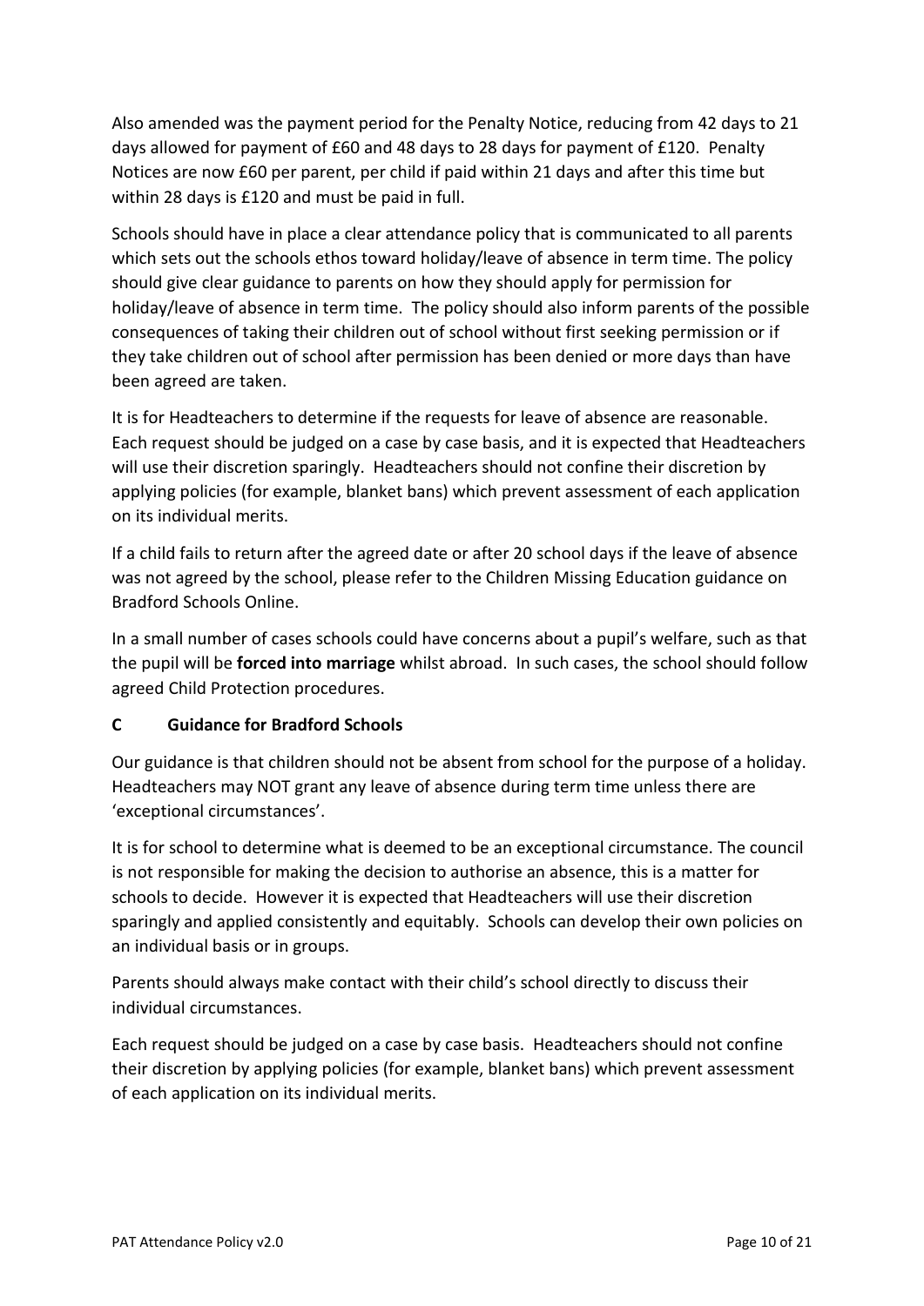Also amended was the payment period for the Penalty Notice, reducing from 42 days to 21 days allowed for payment of £60 and 48 days to 28 days for payment of £120. Penalty Notices are now £60 per parent, per child if paid within 21 days and after this time but within 28 days is £120 and must be paid in full.

Schools should have in place a clear attendance policy that is communicated to all parents which sets out the schools ethos toward holiday/leave of absence in term time. The policy should give clear guidance to parents on how they should apply for permission for holiday/leave of absence in term time. The policy should also inform parents of the possible consequences of taking their children out of school without first seeking permission or if they take children out of school after permission has been denied or more days than have been agreed are taken.

It is for Headteachers to determine if the requests for leave of absence are reasonable. Each request should be judged on a case by case basis, and it is expected that Headteachers will use their discretion sparingly. Headteachers should not confine their discretion by applying policies (for example, blanket bans) which prevent assessment of each application on its individual merits.

If a child fails to return after the agreed date or after 20 school days if the leave of absence was not agreed by the school, please refer to the Children Missing Education guidance on Bradford Schools Online.

In a small number of cases schools could have concerns about a pupil's welfare, such as that the pupil will be **forced into marriage** whilst abroad. In such cases, the school should follow agreed Child Protection procedures.

## C Guidance for Bradford Schools

Our guidance is that children should not be absent from school for the purpose of a holiday. Headteachers may NOT grant any leave of absence during term time unless there are 'exceptional circumstances'.

It is for school to determine what is deemed to be an exceptional circumstance. The council is not responsible for making the decision to authorise an absence, this is a matter for schools to decide. However it is expected that Headteachers will use their discretion sparingly and applied consistently and equitably. Schools can develop their own policies on an individual basis or in groups.

Parents should always make contact with their child's school directly to discuss their individual circumstances.

Each request should be judged on a case by case basis. Headteachers should not confine their discretion by applying policies (for example, blanket bans) which prevent assessment of each application on its individual merits.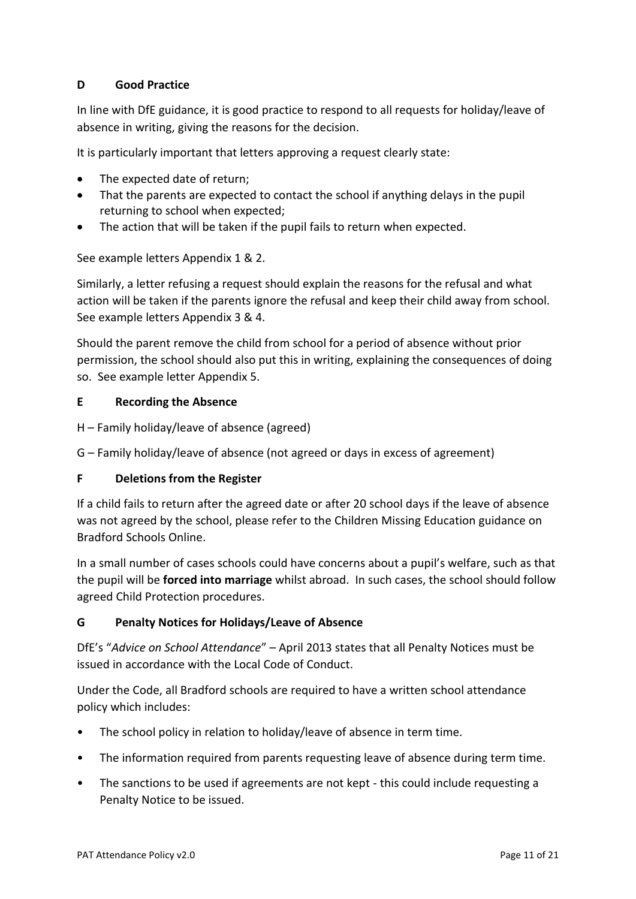### D Good Practice

In line with DfE guidance, it is good practice to respond to all requests for holiday/leave of absence in writing, giving the reasons for the decision.

It is particularly important that letters approving a request clearly state:

- The expected date of return;
- That the parents are expected to contact the school if anything delays in the pupil returning to school when expected;
- The action that will be taken if the pupil fails to return when expected.

See example letters Appendix 1 & 2.

Similarly, a letter refusing a request should explain the reasons for the refusal and what action will be taken if the parents ignore the refusal and keep their child away from school. See example letters Appendix 3 & 4.

Should the parent remove the child from school for a period of absence without prior permission, the school should also put this in writing, explaining the consequences of doing so. See example letter Appendix 5.

### E Recording the Absence

H – Family holiday/leave of absence (agreed)

G – Family holiday/leave of absence (not agreed or days in excess of agreement)

### F Deletions from the Register

If a child fails to return after the agreed date or after 20 school days if the leave of absence was not agreed by the school, please refer to the Children Missing Education guidance on Bradford Schools Online.

In a small number of cases schools could have concerns about a pupil's welfare, such as that the pupil will be **forced into marriage** whilst abroad. In such cases, the school should follow agreed Child Protection procedures.

### G Penalty Notices for Holidays/Leave of Absence

DfE's "*Advice on School Attendance*" – April 2013 states that all Penalty Notices must be issued in accordance with the Local Code of Conduct.

Under the Code, all Bradford schools are required to have a written school attendance policy which includes:

- The school policy in relation to holiday/leave of absence in term time.
- The information required from parents requesting leave of absence during term time.
- The sanctions to be used if agreements are not kept - this could include requesting a Penalty Notice to be issued.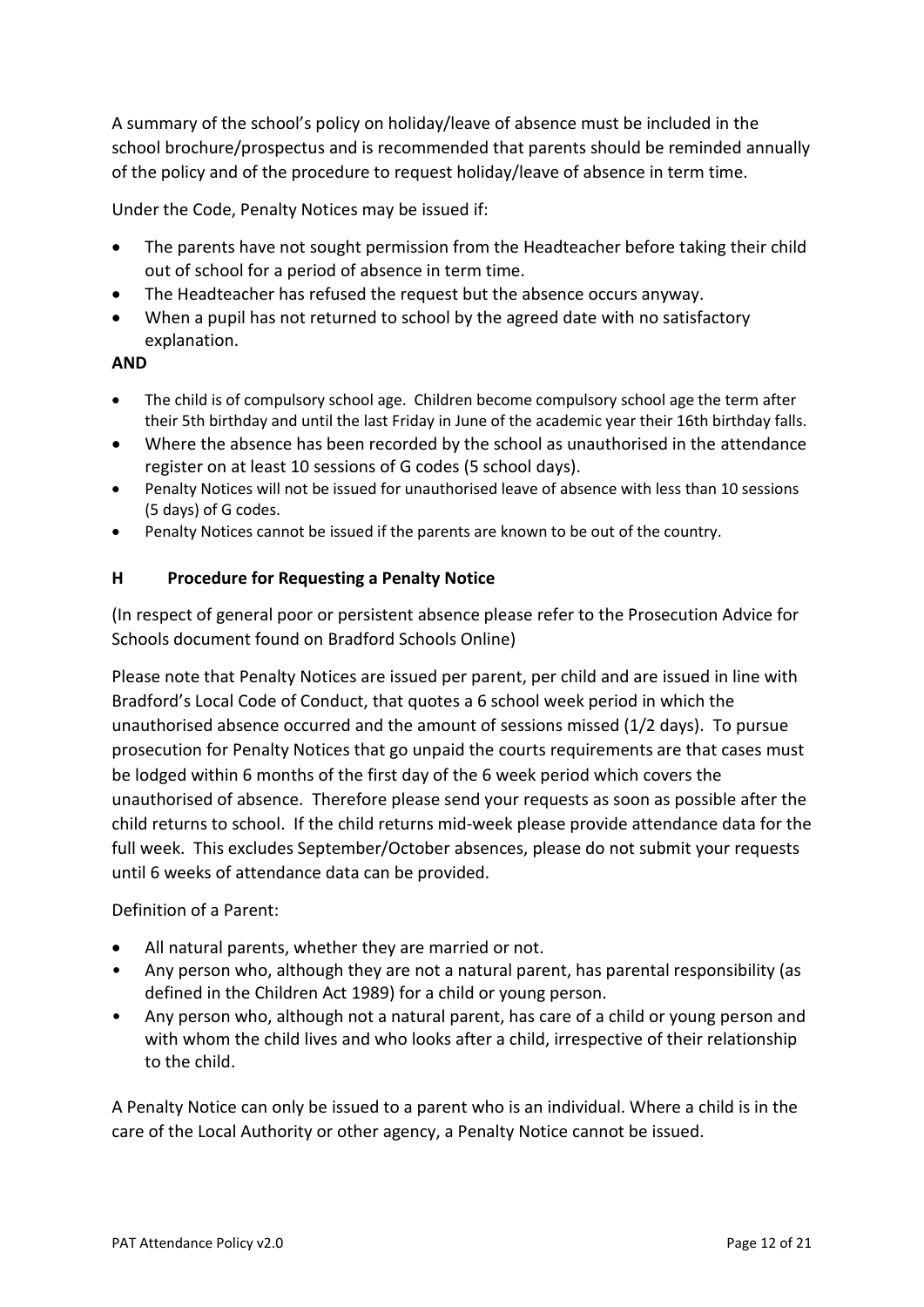A summary of the school's policy on holiday/leave of absence must be included in the school brochure/prospectus and is recommended that parents should be reminded annually of the policy and of the procedure to request holiday/leave of absence in term time.

Under the Code, Penalty Notices may be issued if:

- The parents have not sought permission from the Headteacher before taking their child out of school for a period of absence in term time.
- The Headteacher has refused the request but the absence occurs anyway.
- When a pupil has not returned to school by the agreed date with no satisfactory explanation.

**AND**

- The child is of compulsory school age. Children become compulsory school age the term after their 5th birthday and until the last Friday in June of the academic year their 16th birthday falls.
- Where the absence has been recorded by the school as unauthorised in the attendance register on at least 10 sessions of G codes (5 school days).
- Penalty Notices will not be issued for unauthorised leave of absence with less than 10 sessions (5 days) of G codes.
- Penalty Notices cannot be issued if the parents are known to be out of the country.

## H Procedure for Requesting a Penalty Notice

(In respect of general poor or persistent absence please refer to the Prosecution Advice for Schools document found on Bradford Schools Online)

Please note that Penalty Notices are issued per parent, per child and are issued in line with Bradford's Local Code of Conduct, that quotes a 6 school week period in which the unauthorised absence occurred and the amount of sessions missed (1/2 days). To pursue prosecution for Penalty Notices that go unpaid the courts requirements are that cases must be lodged within 6 months of the first day of the 6 week period which covers the unauthorised of absence. Therefore please send your requests as soon as possible after the child returns to school. If the child returns mid-week please provide attendance data for the full week. This excludes September/October absences, please do not submit your requests until 6 weeks of attendance data can be provided.

Definition of a Parent:

- All natural parents, whether they are married or not.
- Any person who, although they are not a natural parent, has parental responsibility (as defined in the Children Act 1989) for a child or young person.
- Any person who, although not a natural parent, has care of a child or young person and with whom the child lives and who looks after a child, irrespective of their relationship to the child.

A Penalty Notice can only be issued to a parent who is an individual. Where a child is in the care of the Local Authority or other agency, a Penalty Notice cannot be issued.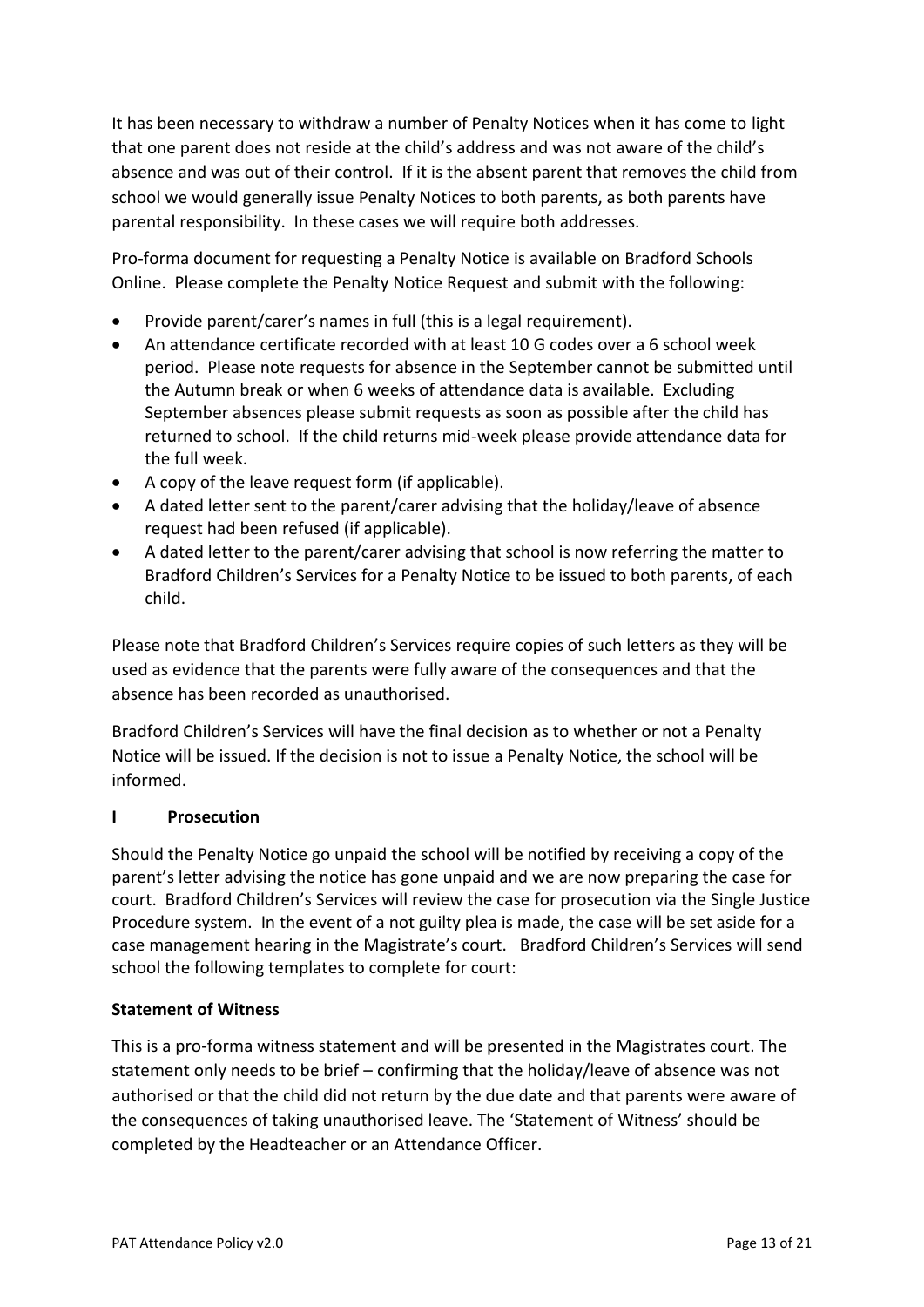It has been necessary to withdraw a number of Penalty Notices when it has come to light that one parent does not reside at the child's address and was not aware of the child's absence and was out of their control. If it is the absent parent that removes the child from school we would generally issue Penalty Notices to both parents, as both parents have parental responsibility. In these cases we will require both addresses.

Pro-forma document for requesting a Penalty Notice is available on Bradford Schools Online. Please complete the Penalty Notice Request and submit with the following:

- Provide parent/carer's names in full (this is a legal requirement).
- An attendance certificate recorded with at least 10 G codes over a 6 school week period. Please note requests for absence in the September cannot be submitted until the Autumn break or when 6 weeks of attendance data is available. Excluding September absences please submit requests as soon as possible after the child has returned to school. If the child returns mid-week please provide attendance data for the full week.
- A copy of the leave request form (if applicable).
- A dated letter sent to the parent/carer advising that the holiday/leave of absence request had been refused (if applicable).
- A dated letter to the parent/carer advising that school is now referring the matter to Bradford Children's Services for a Penalty Notice to be issued to both parents, of each child.

Please note that Bradford Children's Services require copies of such letters as they will be used as evidence that the parents were fully aware of the consequences and that the absence has been recorded as unauthorised.

Bradford Children's Services will have the final decision as to whether or not a Penalty Notice will be issued. If the decision is not to issue a Penalty Notice, the school will be informed.

## I Prosecution

Should the Penalty Notice go unpaid the school will be notified by receiving a copy of the parent's letter advising the notice has gone unpaid and we are now preparing the case for court. Bradford Children's Services will review the case for prosecution via the Single Justice Procedure system. In the event of a not guilty plea is made, the case will be set aside for a case management hearing in the Magistrate's court. Bradford Children's Services will send school the following templates to complete for court:

### Statement of Witness

This is a pro-forma witness statement and will be presented in the Magistrates court. The statement only needs to be brief – confirming that the holiday/leave of absence was not authorised or that the child did not return by the due date and that parents were aware of the consequences of taking unauthorised leave. The 'Statement of Witness' should be completed by the Headteacher or an Attendance Officer.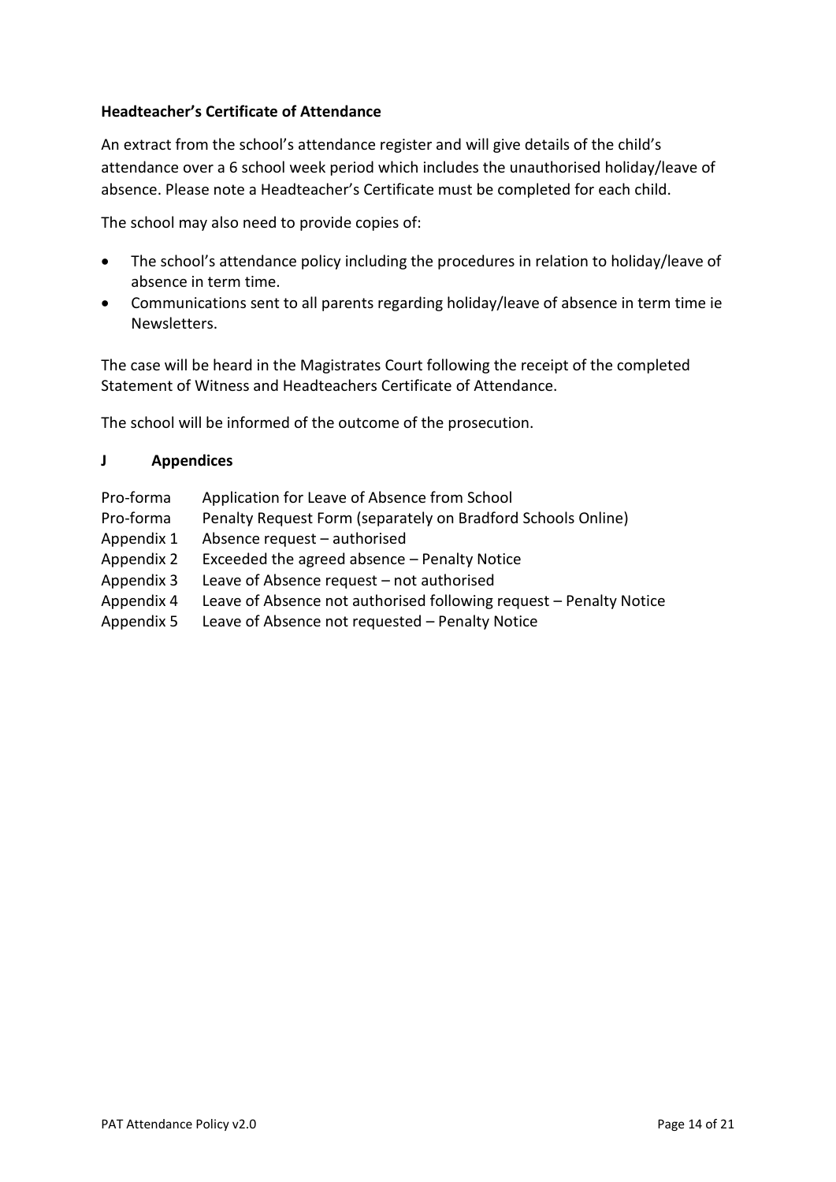**Headteacher's Certificate of Attendance**

An extract from the school's attendance register and will give details of the child's attendance over a 6 school week period which includes the unauthorised holiday/leave of absence. Please note a Headteacher's Certificate must be completed for each child.

The school may also need to provide copies of:

- The school's attendance policy including the procedures in relation to holiday/leave of absence in term time.
- Communications sent to all parents regarding holiday/leave of absence in term time ie Newsletters.

The case will be heard in the Magistrates Court following the receipt of the completed Statement of Witness and Headteachers Certificate of Attendance.

The school will be informed of the outcome of the prosecution.

### J Appendices

| | |
|---|---|
| Pro-forma | Application for Leave of Absence from School |
| Pro-forma | Penalty Request Form (separately on Bradford Schools Online) |
| Appendix 1 | Absence request – authorised |
| Appendix 2 | Exceeded the agreed absence – Penalty Notice |
| Appendix 3 | Leave of Absence request – not authorised |
| Appendix 4 | Leave of Absence not authorised following request – Penalty Notice |
| Appendix 5 | Leave of Absence not requested – Penalty Notice |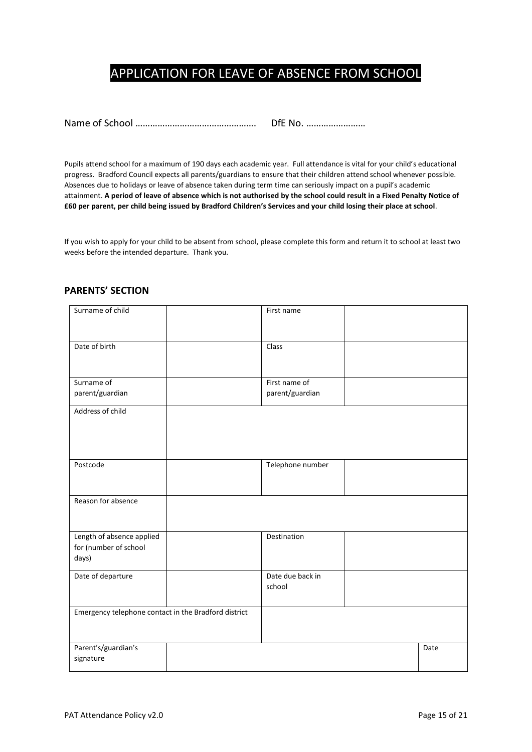# APPLICATION FOR LEAVE OF ABSENCE FROM SCHOOL

Name of School ………………………………………….   DfE No. ……………………

Pupils attend school for a maximum of 190 days each academic year. Full attendance is vital for your child's educational progress. Bradford Council expects all parents/guardians to ensure that their children attend school whenever possible. Absences due to holidays or leave of absence taken during term time can seriously impact on a pupil's academic attainment. **A period of leave of absence which is not authorised by the school could result in a Fixed Penalty Notice of £60 per parent, per child being issued by Bradford Children's Services and your child losing their place at school**.

If you wish to apply for your child to be absent from school, please complete this form and return it to school at least two weeks before the intended departure. Thank you.

## PARENTS' SECTION

| | | | |
|---|---|---|---|
| Surname of child | | First name | |
| Date of birth | | Class | |
| Surname of parent/guardian | | First name of parent/guardian | |
| Address of child | | | |
| Postcode | | Telephone number | |
| Reason for absence | | | |
| Length of absence applied for (number of school days) | | Destination | |
| Date of departure | | Date due back in school | |
| Emergency telephone contact in the Bradford district | | | |
| Parent's/guardian's signature | | | Date |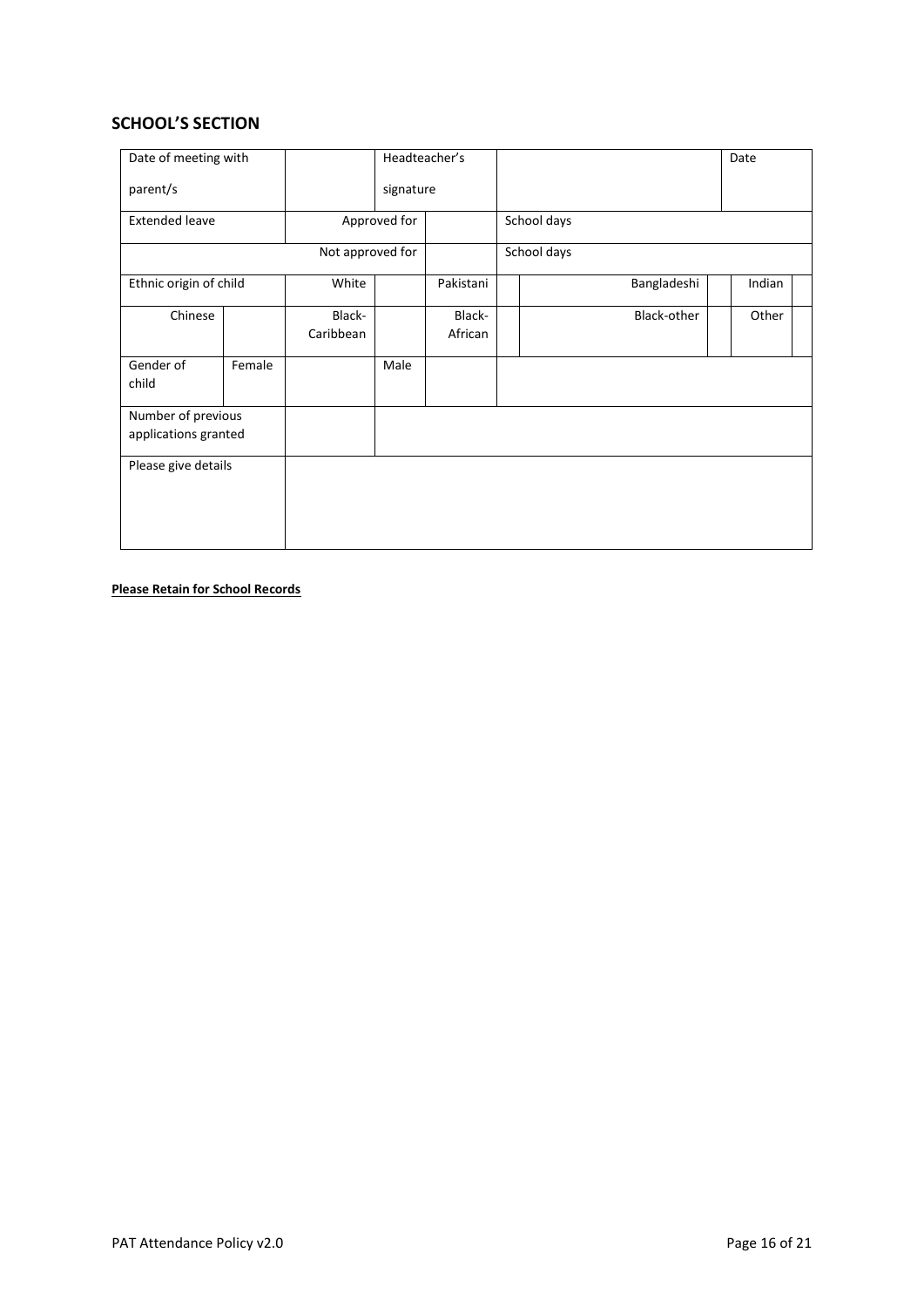## SCHOOL'S SECTION

| Date of meeting with parent/s | | | Headteacher's signature | | | | | Date | |
|---|---|---|---|---|---|---|---|---|---|
| Extended leave | | Approved for | | | School days | | | | |
| | | Not approved for | | | School days | | | | |
| Ethnic origin of child | | White | | Pakistani | | Bangladeshi | | Indian | |
| Chinese | | Black-Caribbean | | Black-African | | Black-other | | Other | |
| Gender of child | Female | | Male | | | | | | |
| Number of previous applications granted | | | | | | | | | |
| Please give details | | | | | | | | | |

**Please Retain for School Records**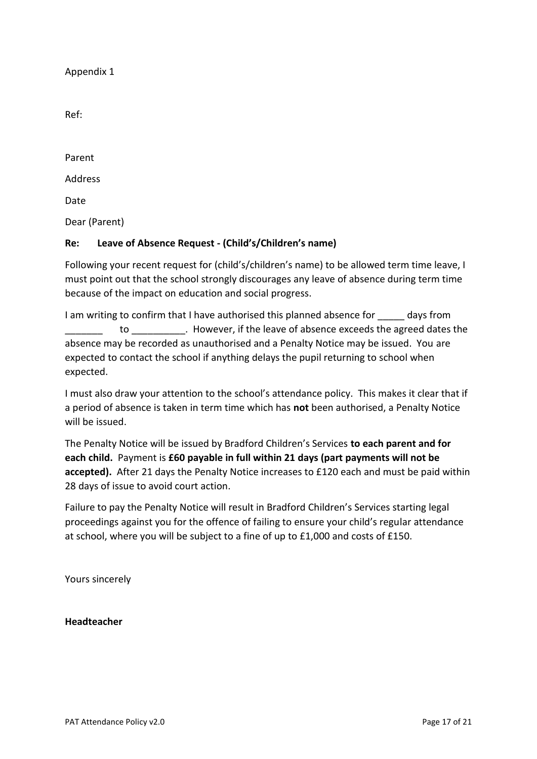Appendix 1

Ref:

Parent

Address

Date

Dear (Parent)

**Re: Leave of Absence Request - (Child's/Children's name)**

Following your recent request for (child's/children's name) to be allowed term time leave, I must point out that the school strongly discourages any leave of absence during term time because of the impact on education and social progress.

I am writing to confirm that I have authorised this planned absence for _____ days from _______ to __________. However, if the leave of absence exceeds the agreed dates the absence may be recorded as unauthorised and a Penalty Notice may be issued. You are expected to contact the school if anything delays the pupil returning to school when expected.

I must also draw your attention to the school's attendance policy. This makes it clear that if a period of absence is taken in term time which has **not** been authorised, a Penalty Notice will be issued.

The Penalty Notice will be issued by Bradford Children's Services **to each parent and for each child.** Payment is **£60 payable in full within 21 days (part payments will not be accepted).** After 21 days the Penalty Notice increases to £120 each and must be paid within 28 days of issue to avoid court action.

Failure to pay the Penalty Notice will result in Bradford Children's Services starting legal proceedings against you for the offence of failing to ensure your child's regular attendance at school, where you will be subject to a fine of up to £1,000 and costs of £150.

Yours sincerely

**Headteacher**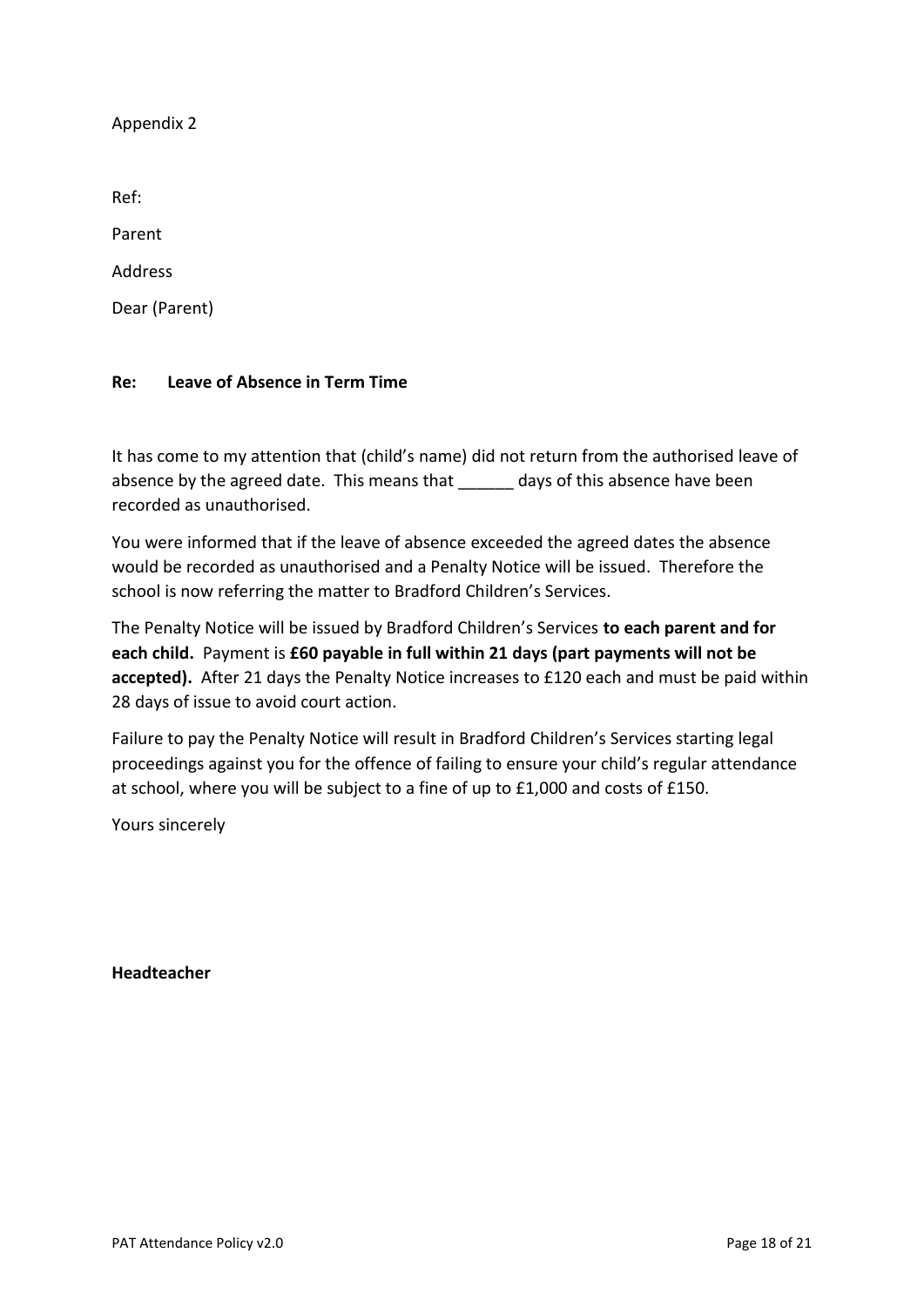Appendix 2

Ref:

Parent

Address

Dear (Parent)

**Re: Leave of Absence in Term Time**

It has come to my attention that (child's name) did not return from the authorised leave of absence by the agreed date. This means that ______ days of this absence have been recorded as unauthorised.

You were informed that if the leave of absence exceeded the agreed dates the absence would be recorded as unauthorised and a Penalty Notice will be issued. Therefore the school is now referring the matter to Bradford Children's Services.

The Penalty Notice will be issued by Bradford Children's Services **to each parent and for each child.** Payment is **£60 payable in full within 21 days (part payments will not be accepted).** After 21 days the Penalty Notice increases to £120 each and must be paid within 28 days of issue to avoid court action.

Failure to pay the Penalty Notice will result in Bradford Children's Services starting legal proceedings against you for the offence of failing to ensure your child's regular attendance at school, where you will be subject to a fine of up to £1,000 and costs of £150.

Yours sincerely

**Headteacher**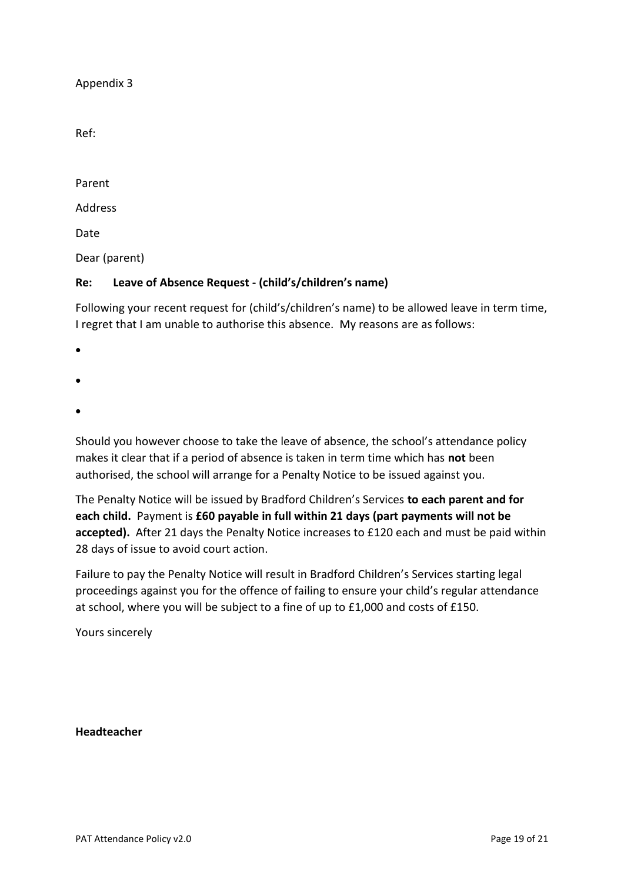Appendix 3

Ref:

Parent

Address

Date

Dear (parent)

**Re: Leave of Absence Request - (child's/children's name)**

Following your recent request for (child's/children's name) to be allowed leave in term time, I regret that I am unable to authorise this absence. My reasons are as follows:

- 
- 
- 

Should you however choose to take the leave of absence, the school's attendance policy makes it clear that if a period of absence is taken in term time which has **not** been authorised, the school will arrange for a Penalty Notice to be issued against you.

The Penalty Notice will be issued by Bradford Children's Services **to each parent and for each child.** Payment is **£60 payable in full within 21 days (part payments will not be accepted).** After 21 days the Penalty Notice increases to £120 each and must be paid within 28 days of issue to avoid court action.

Failure to pay the Penalty Notice will result in Bradford Children's Services starting legal proceedings against you for the offence of failing to ensure your child's regular attendance at school, where you will be subject to a fine of up to £1,000 and costs of £150.

Yours sincerely

**Headteacher**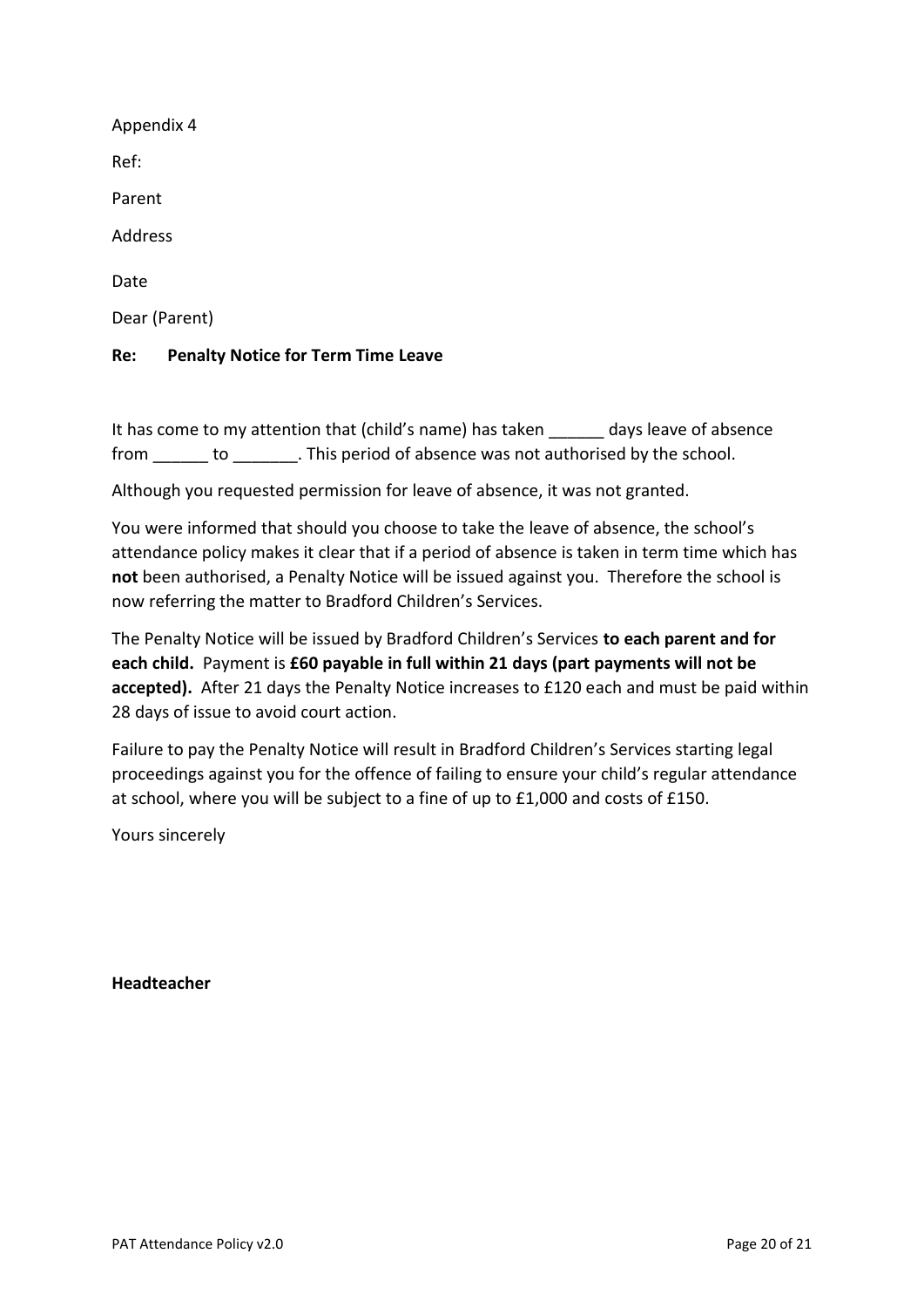Appendix 4

Ref:

Parent

Address

Date

Dear (Parent)

**Re: Penalty Notice for Term Time Leave**

It has come to my attention that (child's name) has taken ______ days leave of absence from ______ to _______. This period of absence was not authorised by the school.

Although you requested permission for leave of absence, it was not granted.

You were informed that should you choose to take the leave of absence, the school's attendance policy makes it clear that if a period of absence is taken in term time which has **not** been authorised, a Penalty Notice will be issued against you. Therefore the school is now referring the matter to Bradford Children's Services.

The Penalty Notice will be issued by Bradford Children's Services **to each parent and for each child.** Payment is **£60 payable in full within 21 days (part payments will not be accepted).** After 21 days the Penalty Notice increases to £120 each and must be paid within 28 days of issue to avoid court action.

Failure to pay the Penalty Notice will result in Bradford Children's Services starting legal proceedings against you for the offence of failing to ensure your child's regular attendance at school, where you will be subject to a fine of up to £1,000 and costs of £150.

Yours sincerely

**Headteacher**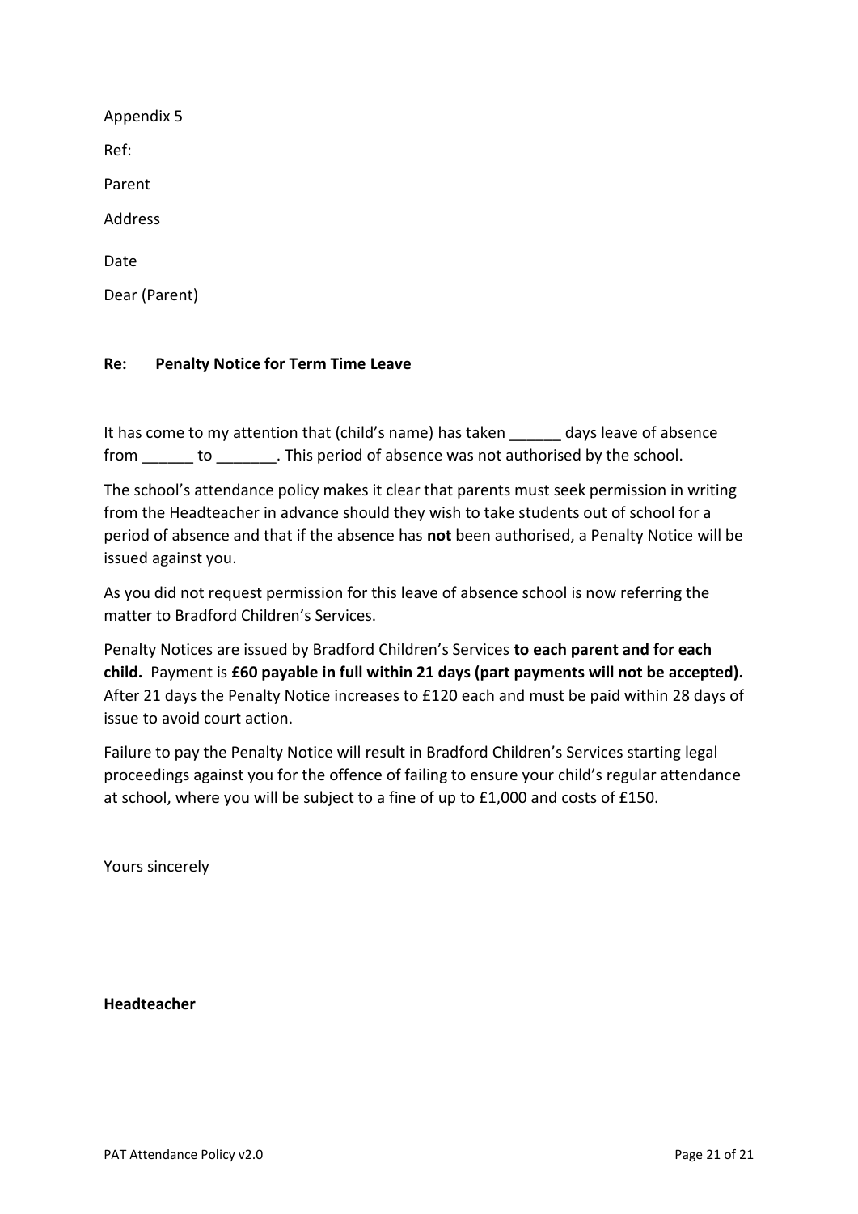Appendix 5

Ref:

Parent

Address

Date

Dear (Parent)

**Re: Penalty Notice for Term Time Leave**

It has come to my attention that (child's name) has taken ______ days leave of absence from ______ to _______. This period of absence was not authorised by the school.

The school's attendance policy makes it clear that parents must seek permission in writing from the Headteacher in advance should they wish to take students out of school for a period of absence and that if the absence has **not** been authorised, a Penalty Notice will be issued against you.

As you did not request permission for this leave of absence school is now referring the matter to Bradford Children's Services.

Penalty Notices are issued by Bradford Children's Services **to each parent and for each child.** Payment is **£60 payable in full within 21 days (part payments will not be accepted).** After 21 days the Penalty Notice increases to £120 each and must be paid within 28 days of issue to avoid court action.

Failure to pay the Penalty Notice will result in Bradford Children's Services starting legal proceedings against you for the offence of failing to ensure your child's regular attendance at school, where you will be subject to a fine of up to £1,000 and costs of £150.

Yours sincerely

**Headteacher**